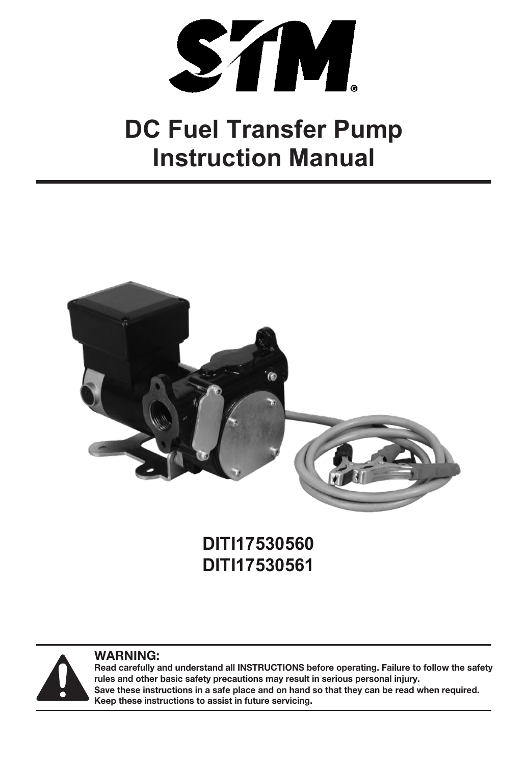# STM

# DC Fuel Transfer Pump Instruction Manual

**DITI17530560**
**DITI17530561**

**WARNING:**

**Read carefully and understand all INSTRUCTIONS before operating. Failure to follow the safety rules and other basic safety precautions may result in serious personal injury.**
**Save these instructions in a safe place and on hand so that they can be read when required.**
**Keep these instructions to assist in future servicing.**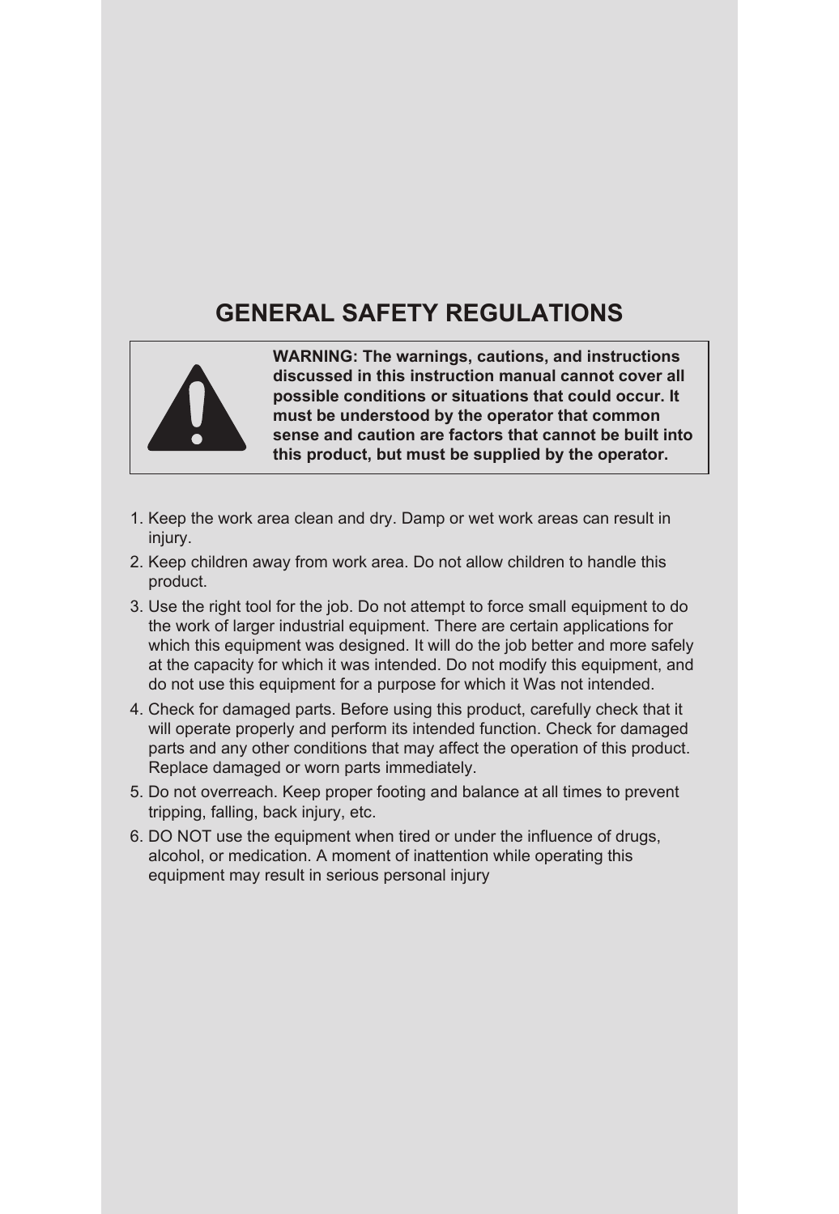# GENERAL SAFETY REGULATIONS

**WARNING: The warnings, cautions, and instructions discussed in this instruction manual cannot cover all possible conditions or situations that could occur. It must be understood by the operator that common sense and caution are factors that cannot be built into this product, but must be supplied by the operator.**

1. Keep the work area clean and dry. Damp or wet work areas can result in injury.
2. Keep children away from work area. Do not allow children to handle this product.
3. Use the right tool for the job. Do not attempt to force small equipment to do the work of larger industrial equipment. There are certain applications for which this equipment was designed. It will do the job better and more safely at the capacity for which it was intended. Do not modify this equipment, and do not use this equipment for a purpose for which it Was not intended.
4. Check for damaged parts. Before using this product, carefully check that it will operate properly and perform its intended function. Check for damaged parts and any other conditions that may affect the operation of this product. Replace damaged or worn parts immediately.
5. Do not overreach. Keep proper footing and balance at all times to prevent tripping, falling, back injury, etc.
6. DO NOT use the equipment when tired or under the influence of drugs, alcohol, or medication. A moment of inattention while operating this equipment may result in serious personal injury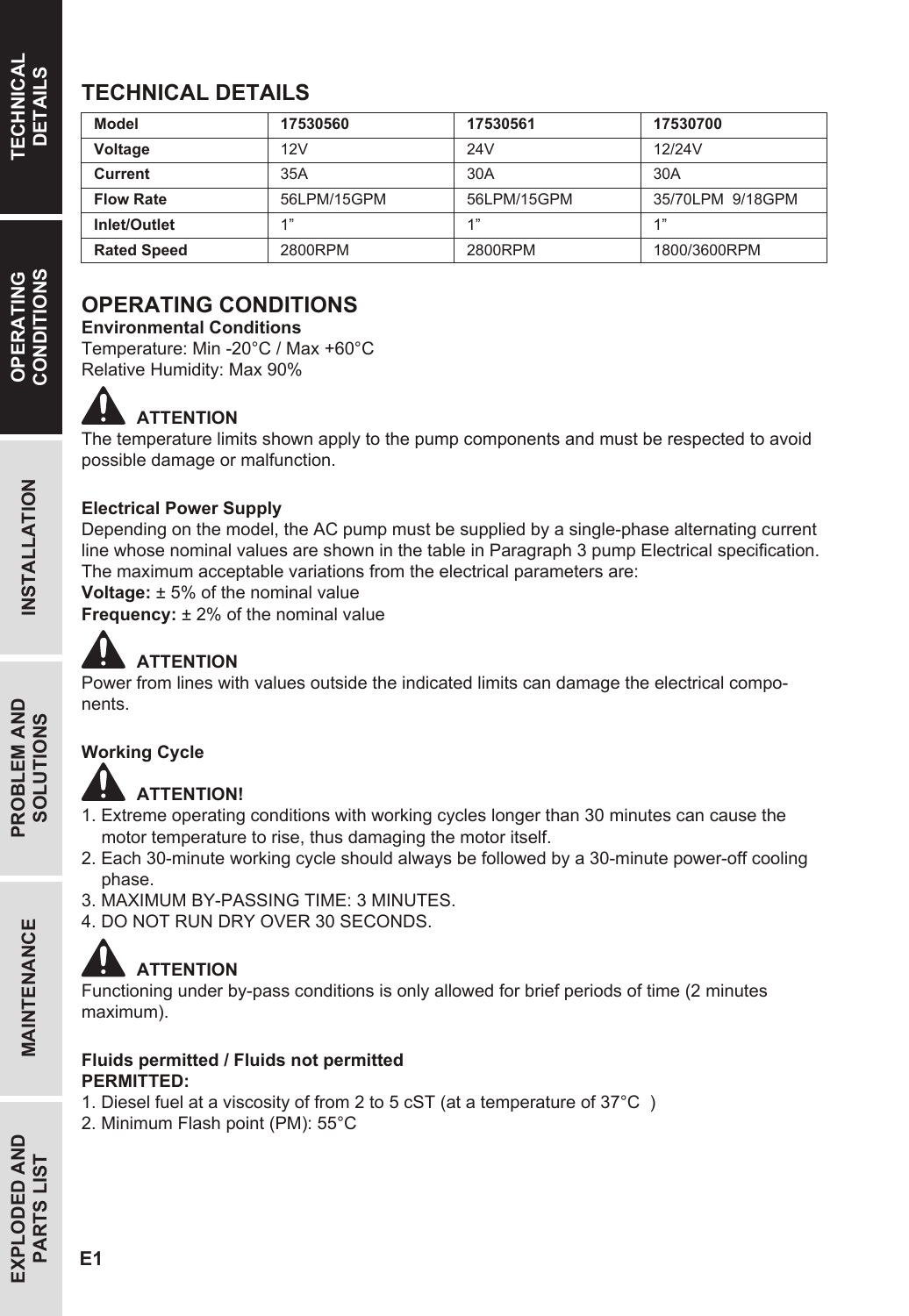## TECHNICAL DETAILS

| Model | 17530560 | 17530561 | 17530700 |
|---|---|---|---|
| Voltage | 12V | 24V | 12/24V |
| Current | 35A | 30A | 30A |
| Flow Rate | 56LPM/15GPM | 56LPM/15GPM | 35/70LPM 9/18GPM |
| Inlet/Outlet | 1” | 1” | 1” |
| Rated Speed | 2800RPM | 2800RPM | 1800/3600RPM |

## OPERATING CONDITIONS

**Environmental Conditions**

Temperature: Min -20°C / Max +60°C

Relative Humidity: Max 90%

**ATTENTION**

The temperature limits shown apply to the pump components and must be respected to avoid possible damage or malfunction.

**Electrical Power Supply**

Depending on the model, the AC pump must be supplied by a single-phase alternating current line whose nominal values are shown in the table in Paragraph 3 pump Electrical specification. The maximum acceptable variations from the electrical parameters are:

**Voltage:** ± 5% of the nominal value

**Frequency:** ± 2% of the nominal value

**ATTENTION**

Power from lines with values outside the indicated limits can damage the electrical components.

**Working Cycle**

**ATTENTION!**

1. Extreme operating conditions with working cycles longer than 30 minutes can cause the motor temperature to rise, thus damaging the motor itself.
2. Each 30-minute working cycle should always be followed by a 30-minute power-off cooling phase.
3. MAXIMUM BY-PASSING TIME: 3 MINUTES.
4. DO NOT RUN DRY OVER 30 SECONDS.

**ATTENTION**

Functioning under by-pass conditions is only allowed for brief periods of time (2 minutes maximum).

**Fluids permitted / Fluids not permitted**

**PERMITTED:**

1. Diesel fuel at a viscosity of from 2 to 5 cST (at a temperature of 37°C )
2. Minimum Flash point (PM): 55°C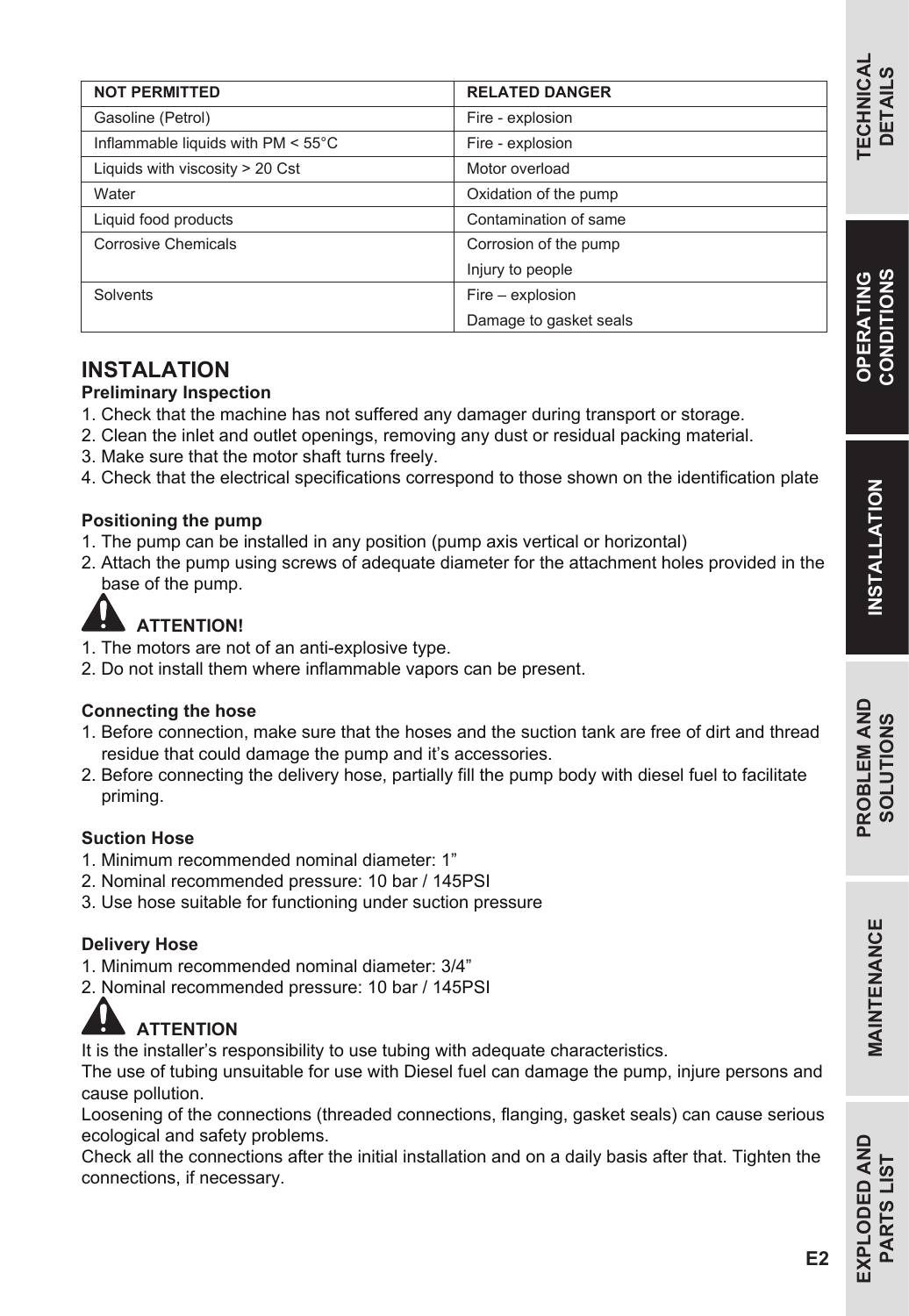| NOT PERMITTED | RELATED DANGER |
| --- | --- |
| Gasoline (Petrol) | Fire - explosion |
| Inflammable liquids with PM < 55°C | Fire - explosion |
| Liquids with viscosity > 20 Cst | Motor overload |
| Water | Oxidation of the pump |
| Liquid food products | Contamination of same |
| Corrosive Chemicals | Corrosion of the pump<br>Injury to people |
| Solvents | Fire – explosion<br>Damage to gasket seals |

## INSTALATION

### Preliminary Inspection

1. Check that the machine has not suffered any damager during transport or storage.
2. Clean the inlet and outlet openings, removing any dust or residual packing material.
3. Make sure that the motor shaft turns freely.
4. Check that the electrical specifications correspond to those shown on the identification plate

### Positioning the pump

1. The pump can be installed in any position (pump axis vertical or horizontal)
2. Attach the pump using screws of adequate diameter for the attachment holes provided in the base of the pump.

**ATTENTION!**

1. The motors are not of an anti-explosive type.
2. Do not install them where inflammable vapors can be present.

### Connecting the hose

1. Before connection, make sure that the hoses and the suction tank are free of dirt and thread residue that could damage the pump and it's accessories.
2. Before connecting the delivery hose, partially fill the pump body with diesel fuel to facilitate priming.

### Suction Hose

1. Minimum recommended nominal diameter: 1"
2. Nominal recommended pressure: 10 bar / 145PSI
3. Use hose suitable for functioning under suction pressure

### Delivery Hose

1. Minimum recommended nominal diameter: 3/4"
2. Nominal recommended pressure: 10 bar / 145PSI

**ATTENTION**

It is the installer's responsibility to use tubing with adequate characteristics.

The use of tubing unsuitable for use with Diesel fuel can damage the pump, injure persons and cause pollution.

Loosening of the connections (threaded connections, flanging, gasket seals) can cause serious ecological and safety problems.

Check all the connections after the initial installation and on a daily basis after that. Tighten the connections, if necessary.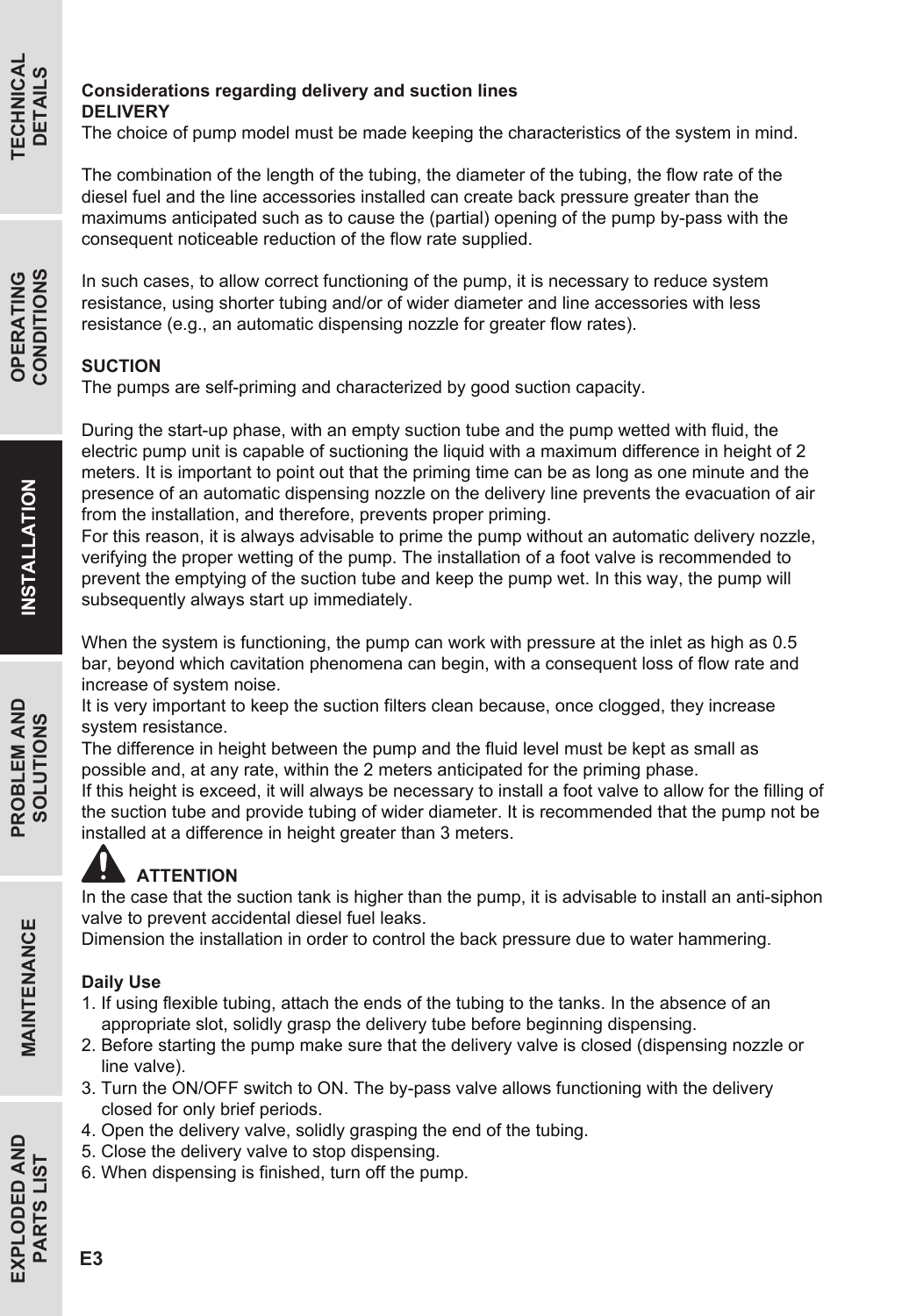### Considerations regarding delivery and suction lines

**DELIVERY**

The choice of pump model must be made keeping the characteristics of the system in mind.

The combination of the length of the tubing, the diameter of the tubing, the flow rate of the diesel fuel and the line accessories installed can create back pressure greater than the maximums anticipated such as to cause the (partial) opening of the pump by-pass with the consequent noticeable reduction of the flow rate supplied.

In such cases, to allow correct functioning of the pump, it is necessary to reduce system resistance, using shorter tubing and/or of wider diameter and line accessories with less resistance (e.g., an automatic dispensing nozzle for greater flow rates).

**SUCTION**

The pumps are self-priming and characterized by good suction capacity.

During the start-up phase, with an empty suction tube and the pump wetted with fluid, the electric pump unit is capable of suctioning the liquid with a maximum difference in height of 2 meters. It is important to point out that the priming time can be as long as one minute and the presence of an automatic dispensing nozzle on the delivery line prevents the evacuation of air from the installation, and therefore, prevents proper priming.
For this reason, it is always advisable to prime the pump without an automatic delivery nozzle, verifying the proper wetting of the pump. The installation of a foot valve is recommended to prevent the emptying of the suction tube and keep the pump wet. In this way, the pump will subsequently always start up immediately.

When the system is functioning, the pump can work with pressure at the inlet as high as 0.5 bar, beyond which cavitation phenomena can begin, with a consequent loss of flow rate and increase of system noise.
It is very important to keep the suction filters clean because, once clogged, they increase system resistance.
The difference in height between the pump and the fluid level must be kept as small as possible and, at any rate, within the 2 meters anticipated for the priming phase.
If this height is exceed, it will always be necessary to install a foot valve to allow for the filling of the suction tube and provide tubing of wider diameter. It is recommended that the pump not be installed at a difference in height greater than 3 meters.

**ATTENTION**

In the case that the suction tank is higher than the pump, it is advisable to install an anti-siphon valve to prevent accidental diesel fuel leaks.
Dimension the installation in order to control the back pressure due to water hammering.

**Daily Use**

1. If using flexible tubing, attach the ends of the tubing to the tanks. In the absence of an appropriate slot, solidly grasp the delivery tube before beginning dispensing.
2. Before starting the pump make sure that the delivery valve is closed (dispensing nozzle or line valve).
3. Turn the ON/OFF switch to ON. The by-pass valve allows functioning with the delivery closed for only brief periods.
4. Open the delivery valve, solidly grasping the end of the tubing.
5. Close the delivery valve to stop dispensing.
6. When dispensing is finished, turn off the pump.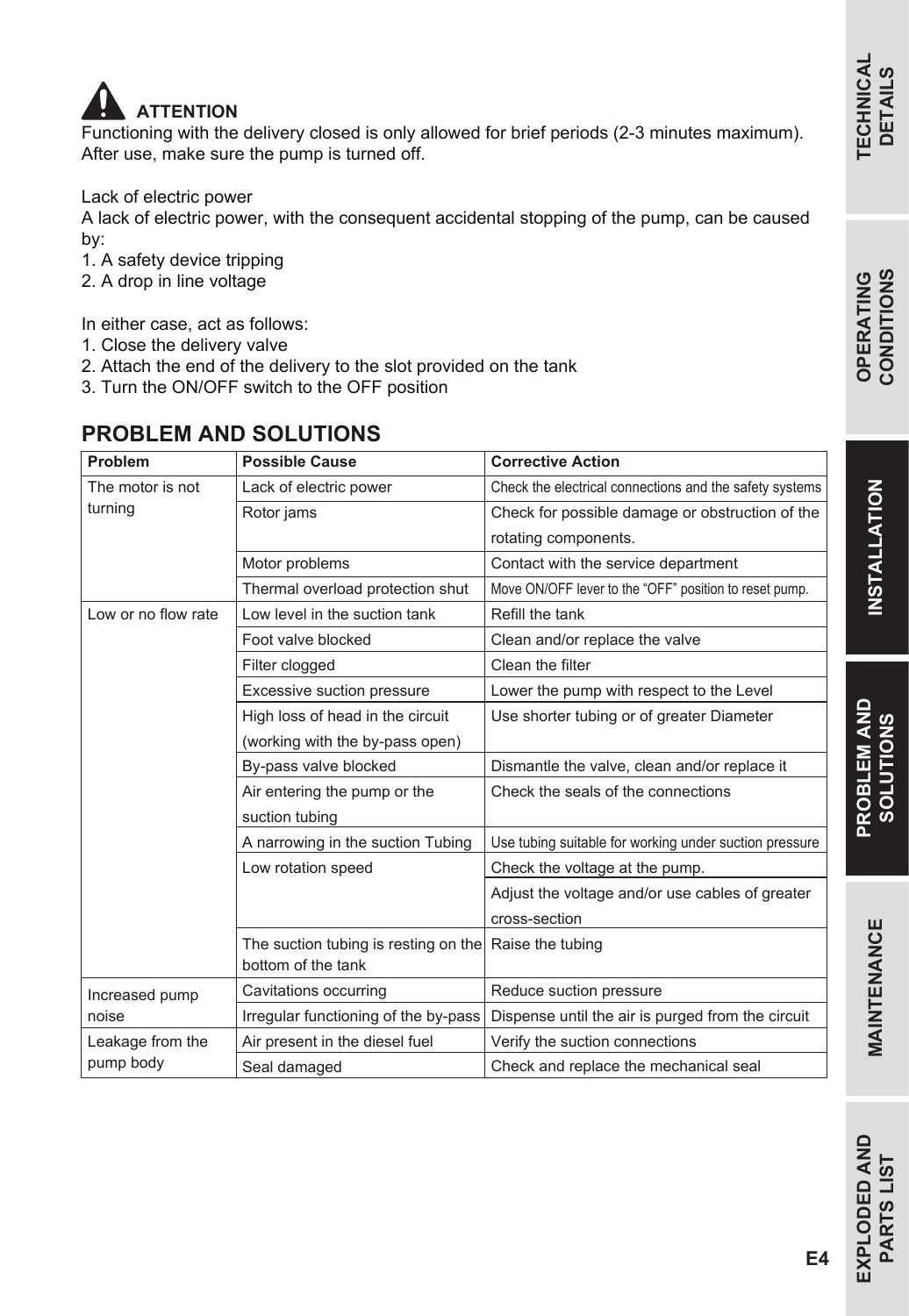**ATTENTION**

Functioning with the delivery closed is only allowed for brief periods (2-3 minutes maximum). After use, make sure the pump is turned off.

Lack of electric power

A lack of electric power, with the consequent accidental stopping of the pump, can be caused by:

1. A safety device tripping
2. A drop in line voltage

In either case, act as follows:

1. Close the delivery valve
2. Attach the end of the delivery to the slot provided on the tank
3. Turn the ON/OFF switch to the OFF position

## PROBLEM AND SOLUTIONS

| Problem | Possible Cause | Corrective Action |
|---|---|---|
| The motor is not turning | Lack of electric power | Check the electrical connections and the safety systems |
| | Rotor jams | Check for possible damage or obstruction of the rotating components. |
| | Motor problems | Contact with the service department |
| | Thermal overload protection shut | Move ON/OFF lever to the "OFF" position to reset pump. |
| Low or no flow rate | Low level in the suction tank | Refill the tank |
| | Foot valve blocked | Clean and/or replace the valve |
| | Filter clogged | Clean the filter |
| | Excessive suction pressure | Lower the pump with respect to the Level |
| | High loss of head in the circuit (working with the by-pass open) | Use shorter tubing or of greater Diameter |
| | By-pass valve blocked | Dismantle the valve, clean and/or replace it |
| | Air entering the pump or the suction tubing | Check the seals of the connections |
| | A narrowing in the suction Tubing | Use tubing suitable for working under suction pressure |
| | Low rotation speed | Check the voltage at the pump. |
| | | Adjust the voltage and/or use cables of greater cross-section |
| | The suction tubing is resting on the bottom of the tank | Raise the tubing |
| Increased pump noise | Cavitations occurring | Reduce suction pressure |
| | Irregular functioning of the by-pass | Dispense until the air is purged from the circuit |
| Leakage from the pump body | Air present in the diesel fuel | Verify the suction connections |
| | Seal damaged | Check and replace the mechanical seal |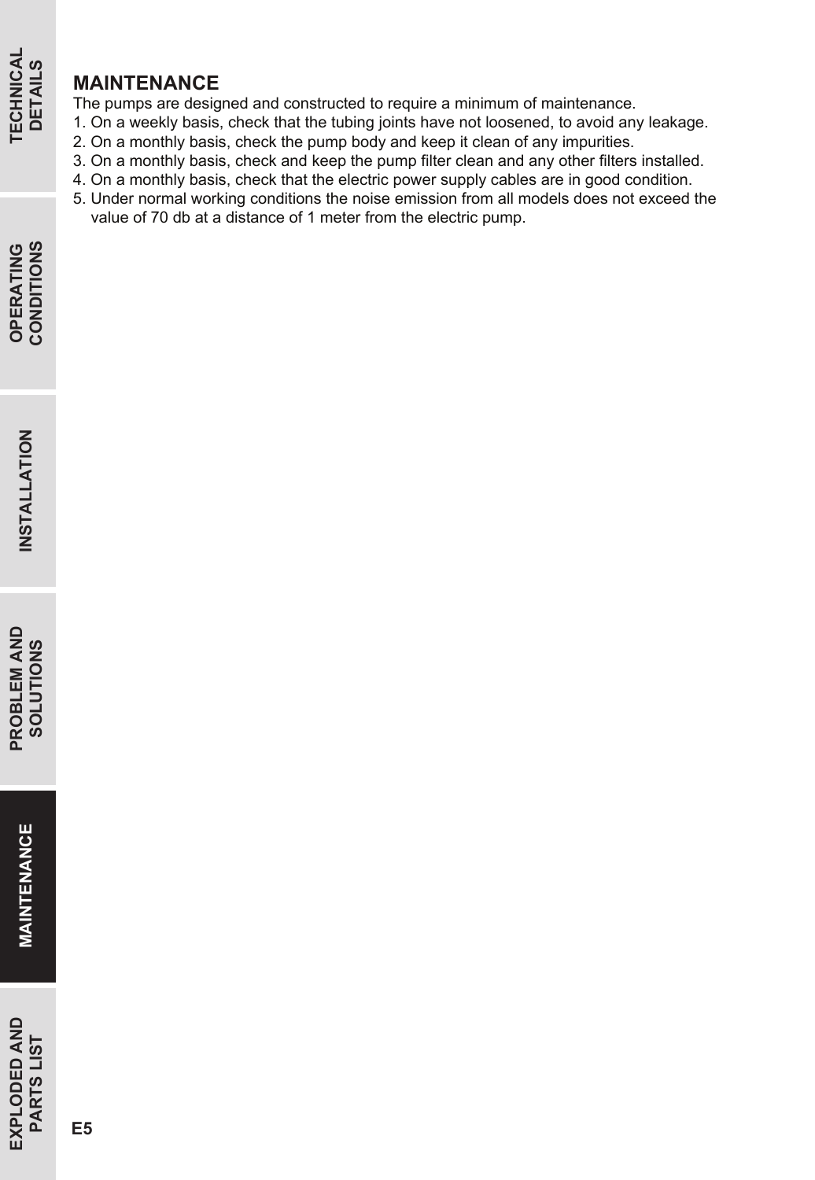## MAINTENANCE

The pumps are designed and constructed to require a minimum of maintenance.

1. On a weekly basis, check that the tubing joints have not loosened, to avoid any leakage.
2. On a monthly basis, check the pump body and keep it clean of any impurities.
3. On a monthly basis, check and keep the pump filter clean and any other filters installed.
4. On a monthly basis, check that the electric power supply cables are in good condition.
5. Under normal working conditions the noise emission from all models does not exceed the value of 70 db at a distance of 1 meter from the electric pump.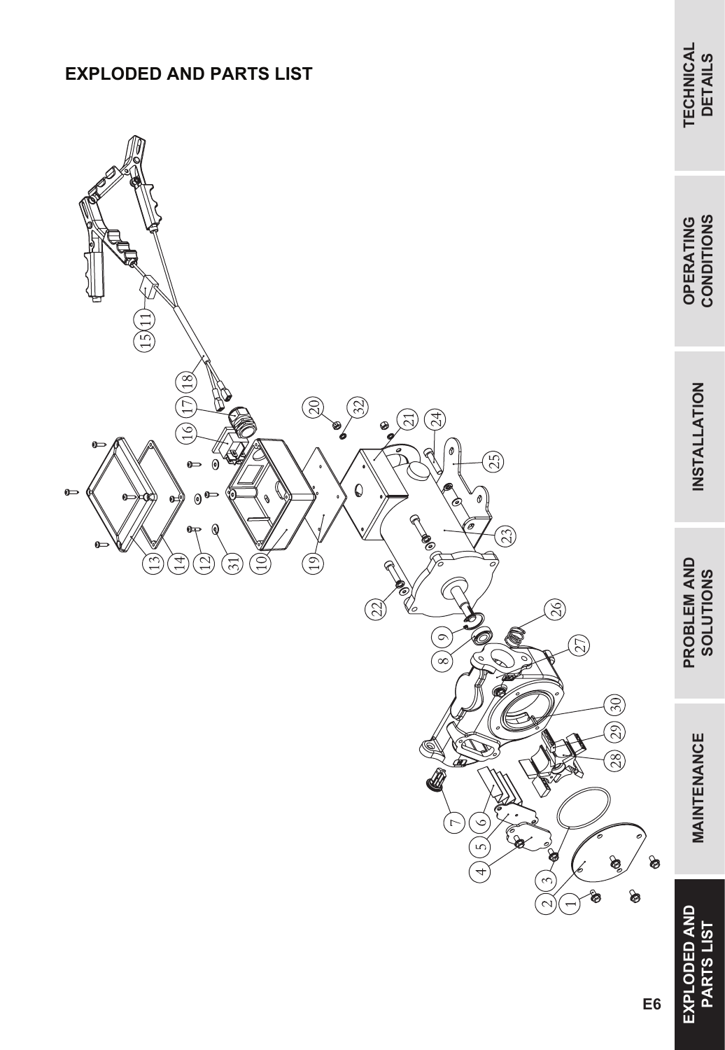# EXPLODED AND PARTS LIST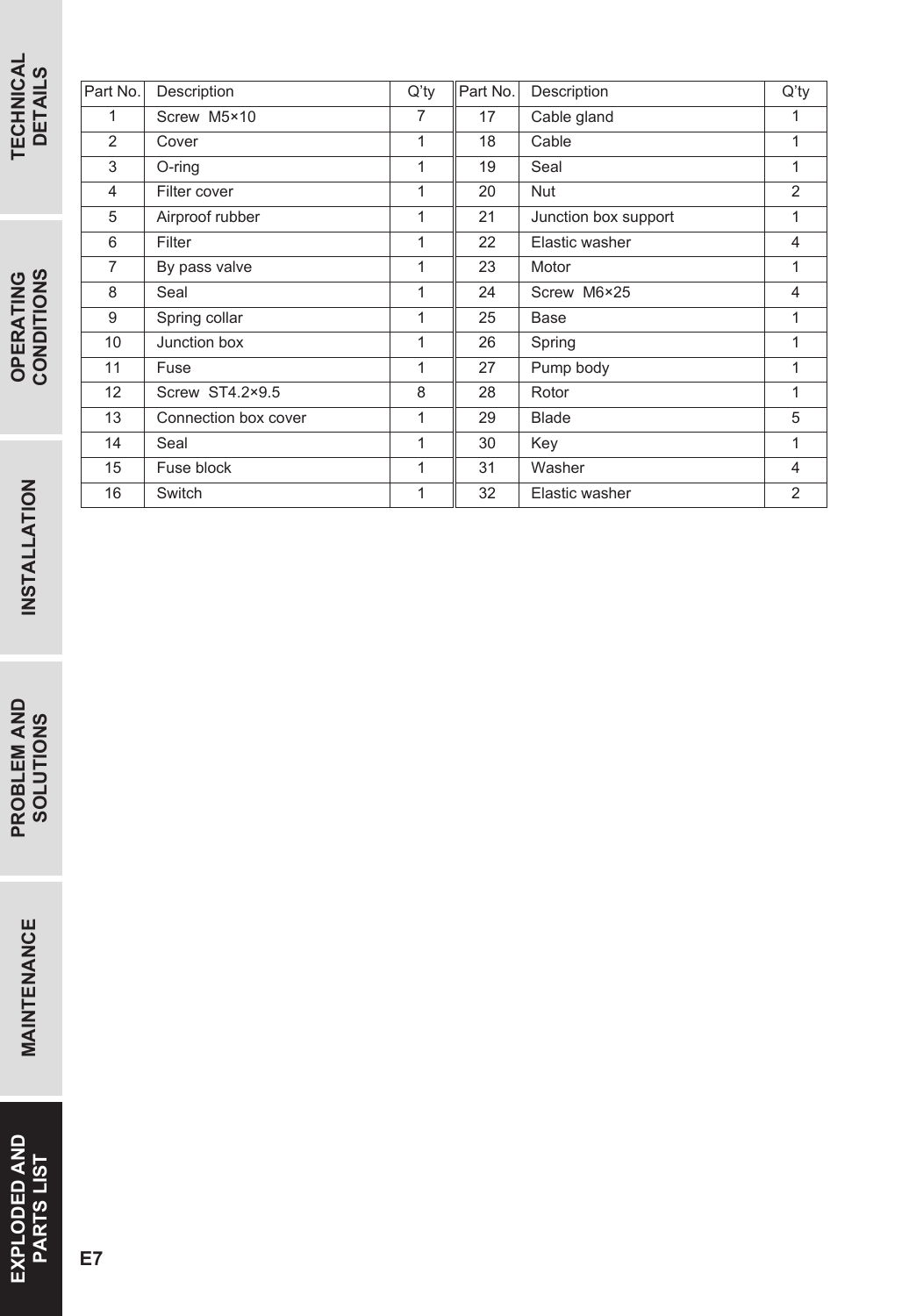| Part No. | Description | Q'ty | Part No. | Description | Q'ty |
|---|---|---|---|---|---|
| 1 | Screw M5×10 | 7 | 17 | Cable gland | 1 |
| 2 | Cover | 1 | 18 | Cable | 1 |
| 3 | O-ring | 1 | 19 | Seal | 1 |
| 4 | Filter cover | 1 | 20 | Nut | 2 |
| 5 | Airproof rubber | 1 | 21 | Junction box support | 1 |
| 6 | Filter | 1 | 22 | Elastic washer | 4 |
| 7 | By pass valve | 1 | 23 | Motor | 1 |
| 8 | Seal | 1 | 24 | Screw M6×25 | 4 |
| 9 | Spring collar | 1 | 25 | Base | 1 |
| 10 | Junction box | 1 | 26 | Spring | 1 |
| 11 | Fuse | 1 | 27 | Pump body | 1 |
| 12 | Screw ST4.2×9.5 | 8 | 28 | Rotor | 1 |
| 13 | Connection box cover | 1 | 29 | Blade | 5 |
| 14 | Seal | 1 | 30 | Key | 1 |
| 15 | Fuse block | 1 | 31 | Washer | 4 |
| 16 | Switch | 1 | 32 | Elastic washer | 2 |